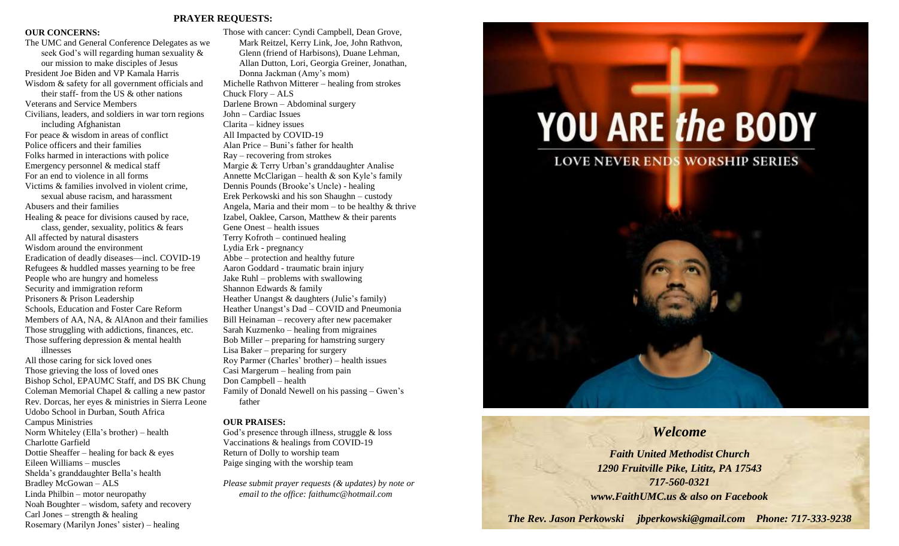## PRAYER REQUESTS:

**OUR CONCERNS:**

The UMC and General Conference Delegates as we seek God's will regarding human sexuality & our mission to make disciples of Jesus
President Joe Biden and VP Kamala Harris
Wisdom & safety for all government officials and their staff- from the US & other nations
Veterans and Service Members
Civilians, leaders, and soldiers in war torn regions including Afghanistan
For peace & wisdom in areas of conflict
Police officers and their families
Folks harmed in interactions with police
Emergency personnel & medical staff
For an end to violence in all forms
Victims & families involved in violent crime, sexual abuse racism, and harassment
Abusers and their families
Healing & peace for divisions caused by race, class, gender, sexuality, politics & fears
All affected by natural disasters
Wisdom around the environment
Eradication of deadly diseases—incl. COVID-19
Refugees & huddled masses yearning to be free
People who are hungry and homeless
Security and immigration reform
Prisoners & Prison Leadership
Schools, Education and Foster Care Reform
Members of AA, NA, & AlAnon and their families
Those struggling with addictions, finances, etc.
Those suffering depression & mental health illnesses
All those caring for sick loved ones
Those grieving the loss of loved ones
Bishop Schol, EPAUMC Staff, and DS BK Chung
Coleman Memorial Chapel & calling a new pastor
Rev. Dorcas, her eyes & ministries in Sierra Leone
Udobo School in Durban, South Africa
Campus Ministries
Norm Whiteley (Ella's brother) – health
Charlotte Garfield
Dottie Sheaffer – healing for back & eyes
Eileen Williams – muscles
Shelda's granddaughter Bella's health
Bradley McGowan – ALS
Linda Philbin – motor neuropathy
Noah Boughter – wisdom, safety and recovery
Carl Jones – strength & healing
Rosemary (Marilyn Jones' sister) – healing
Those with cancer: Cyndi Campbell, Dean Grove, Mark Reitzel, Kerry Link, Joe, John Rathvon, Glenn (friend of Harbisons), Duane Lehman, Allan Dutton, Lori, Georgia Greiner, Jonathan, Donna Jackman (Amy's mom)
Michelle Rathvon Mitterer – healing from strokes
Chuck Flory – ALS
Darlene Brown – Abdominal surgery
John – Cardiac Issues
Clarita – kidney issues
All Impacted by COVID-19
Alan Price – Buni's father for health
Ray – recovering from strokes
Margie & Terry Urban's granddaughter Analise
Annette McClarigan – health & son Kyle's family
Dennis Pounds (Brooke's Uncle) - healing
Erek Perkowski and his son Shaughn – custody
Angela, Maria and their mom – to be healthy & thrive
Izabel, Oaklee, Carson, Matthew & their parents
Gene Onest – health issues
Terry Kofroth – continued healing
Lydia Erk - pregnancy
Abbe – protection and healthy future
Aaron Goddard - traumatic brain injury
Jake Ruhl – problems with swallowing
Shannon Edwards & family
Heather Unangst & daughters (Julie's family)
Heather Unangst's Dad – COVID and Pneumonia
Bill Heinaman – recovery after new pacemaker
Sarah Kuzmenko – healing from migraines
Bob Miller – preparing for hamstring surgery
Lisa Baker – preparing for surgery
Roy Parmer (Charles' brother) – health issues
Casi Margerum – healing from pain
Don Campbell – health
Family of Donald Newell on his passing – Gwen's father

**OUR PRAISES:**

God's presence through illness, struggle & loss
Vaccinations & healings from COVID-19
Return of Dolly to worship team
Paige singing with the worship team

*Please submit prayer requests (& updates) by note or email to the office: faithumc@hotmail.com*

# YOU ARE *the* BODY

LOVE NEVER ENDS WORSHIP SERIES

## *Welcome*

***Faith United Methodist Church***
***1290 Fruitville Pike, Lititz, PA 17543***
***717-560-0321***
***www.FaithUMC.us & also on Facebook***

***The Rev. Jason Perkowski jbperkowski@gmail.com Phone: 717-333-9238***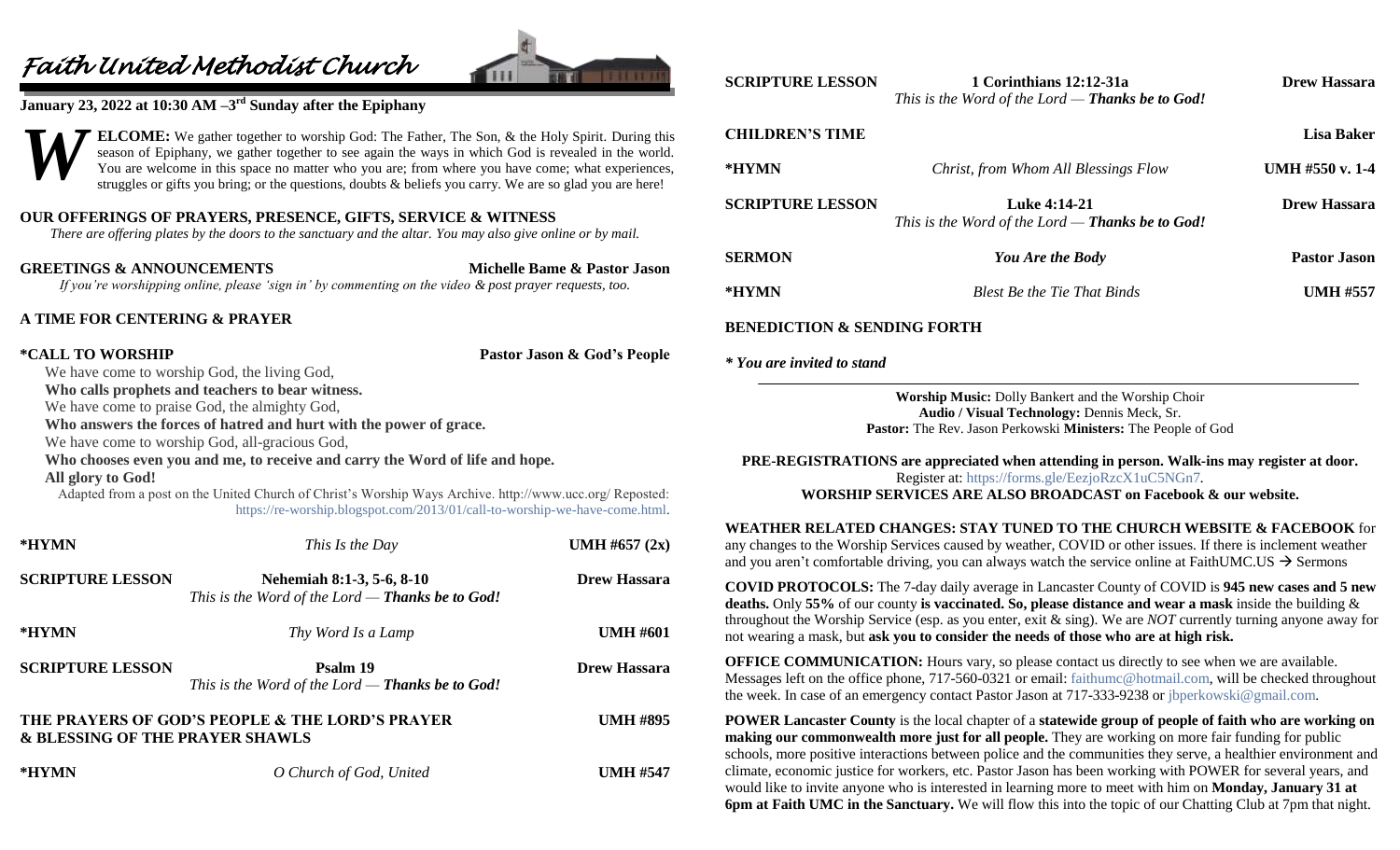# Faith United Methodist Church

**January 23, 2022 at 10:30 AM –3rd Sunday after the Epiphany**

**WELCOME:** We gather together to worship God: The Father, The Son, & the Holy Spirit. During this season of Epiphany, we gather together to see again the ways in which God is revealed in the world. You are welcome in this space no matter who you are; from where you have come; what experiences, struggles or gifts you bring; or the questions, doubts & beliefs you carry. We are so glad you are here!

**OUR OFFERINGS OF PRAYERS, PRESENCE, GIFTS, SERVICE & WITNESS**

*There are offering plates by the doors to the sanctuary and the altar. You may also give online or by mail.*

**GREETINGS & ANNOUNCEMENTS** — **Michelle Bame & Pastor Jason**

*If you're worshipping online, please 'sign in' by commenting on the video & post prayer requests, too.*

**A TIME FOR CENTERING & PRAYER**

**\*CALL TO WORSHIP** — **Pastor Jason & God's People**

We have come to worship God, the living God,
**Who calls prophets and teachers to bear witness.**
We have come to praise God, the almighty God,
**Who answers the forces of hatred and hurt with the power of grace.**
We have come to worship God, all-gracious God,
**Who chooses even you and me, to receive and carry the Word of life and hope.**
**All glory to God!**

Adapted from a post on the United Church of Christ's Worship Ways Archive. http://www.ucc.org/ Reposted: https://re-worship.blogspot.com/2013/01/call-to-worship-we-have-come.html.

| | | |
|---|---|---|
| **\*HYMN** | *This Is the Day* | **UMH #657 (2x)** |
| **SCRIPTURE LESSON** | **Nehemiah 8:1-3, 5-6, 8-10**<br>*This is the Word of the Lord — **Thanks be to God!*** | **Drew Hassara** |
| **\*HYMN** | *Thy Word Is a Lamp* | **UMH #601** |
| **SCRIPTURE LESSON** | **Psalm 19**<br>*This is the Word of the Lord — **Thanks be to God!*** | **Drew Hassara** |
| **THE PRAYERS OF GOD'S PEOPLE & THE LORD'S PRAYER & BLESSING OF THE PRAYER SHAWLS** | | **UMH #895** |
| **\*HYMN** | *O Church of God, United* | **UMH #547** |
| **SCRIPTURE LESSON** | **1 Corinthians 12:12-31a**<br>*This is the Word of the Lord — **Thanks be to God!*** | **Drew Hassara** |
| **CHILDREN'S TIME** | | **Lisa Baker** |
| **\*HYMN** | *Christ, from Whom All Blessings Flow* | **UMH #550 v. 1-4** |
| **SCRIPTURE LESSON** | **Luke 4:14-21**<br>*This is the Word of the Lord — **Thanks be to God!*** | **Drew Hassara** |
| **SERMON** | ***You Are the Body*** | **Pastor Jason** |
| **\*HYMN** | *Blest Be the Tie That Binds* | **UMH #557** |

**BENEDICTION & SENDING FORTH**

***\* You are invited to stand***

**Worship Music:** Dolly Bankert and the Worship Choir
**Audio / Visual Technology:** Dennis Meck, Sr.
**Pastor:** The Rev. Jason Perkowski **Ministers:** The People of God

**PRE-REGISTRATIONS are appreciated when attending in person. Walk-ins may register at door.**
Register at: https://forms.gle/EezjoRzcX1uC5NGn7.
**WORSHIP SERVICES ARE ALSO BROADCAST on Facebook & our website.**

**WEATHER RELATED CHANGES: STAY TUNED TO THE CHURCH WEBSITE & FACEBOOK** for any changes to the Worship Services caused by weather, COVID or other issues. If there is inclement weather and you aren't comfortable driving, you can always watch the service online at FaithUMC.US → Sermons

**COVID PROTOCOLS:** The 7-day daily average in Lancaster County of COVID is **945 new cases and 5 new deaths.** Only **55%** of our county **is vaccinated. So, please distance and wear a mask** inside the building & throughout the Worship Service (esp. as you enter, exit & sing). We are *NOT* currently turning anyone away for not wearing a mask, but **ask you to consider the needs of those who are at high risk.**

**OFFICE COMMUNICATION:** Hours vary, so please contact us directly to see when we are available. Messages left on the office phone, 717-560-0321 or email: faithumc@hotmail.com, will be checked throughout the week. In case of an emergency contact Pastor Jason at 717-333-9238 or jbperkowski@gmail.com.

**POWER Lancaster County** is the local chapter of a **statewide group of people of faith who are working on making our commonwealth more just for all people.** They are working on more fair funding for public schools, more positive interactions between police and the communities they serve, a healthier environment and climate, economic justice for workers, etc. Pastor Jason has been working with POWER for several years, and would like to invite anyone who is interested in learning more to meet with him on **Monday, January 31 at 6pm at Faith UMC in the Sanctuary.** We will flow this into the topic of our Chatting Club at 7pm that night.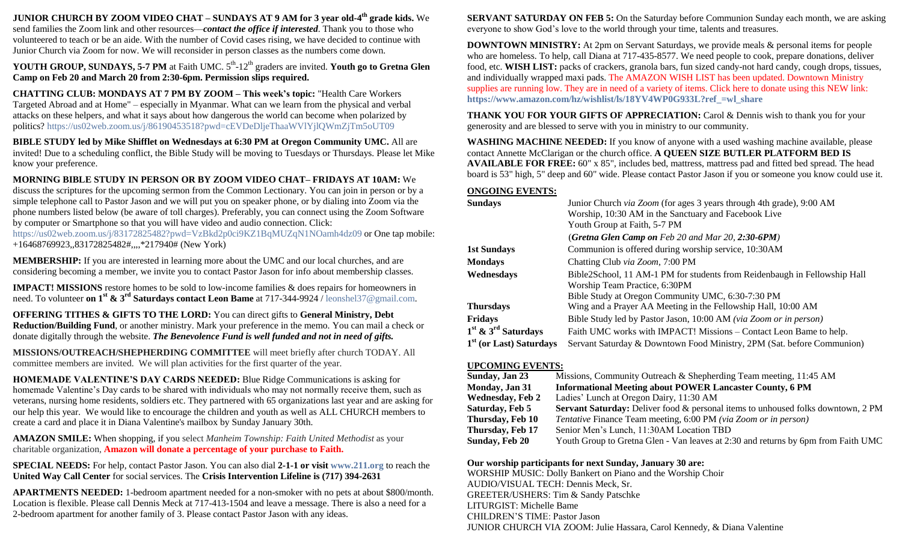**JUNIOR CHURCH BY ZOOM VIDEO CHAT – SUNDAYS AT 9 AM for 3 year old-4th grade kids.** We send families the Zoom link and other resources—***contact the office if interested***. Thank you to those who volunteered to teach or be an aide. With the number of Covid cases rising, we have decided to continue with Junior Church via Zoom for now. We will reconsider in person classes as the numbers come down.

**YOUTH GROUP, SUNDAYS, 5-7 PM** at Faith UMC. 5th-12th graders are invited. **Youth go to Gretna Glen Camp on Feb 20 and March 20 from 2:30-6pm. Permission slips required.**

**CHATTING CLUB: MONDAYS AT 7 PM BY ZOOM – This week's topic:** "Health Care Workers Targeted Abroad and at Home" – especially in Myanmar. What can we learn from the physical and verbal attacks on these helpers, and what it says about how dangerous the world can become when polarized by politics? https://us02web.zoom.us/j/86190453518?pwd=cEVDeDljeThaaWVlYjlQWmZjTm5oUT09

**BIBLE STUDY led by Mike Shifflet on Wednesdays at 6:30 PM at Oregon Community UMC.** All are invited! Due to a scheduling conflict, the Bible Study will be moving to Tuesdays or Thursdays. Please let Mike know your preference.

**MORNING BIBLE STUDY IN PERSON OR BY ZOOM VIDEO CHAT– FRIDAYS AT 10AM:** We discuss the scriptures for the upcoming sermon from the Common Lectionary. You can join in person or by a simple telephone call to Pastor Jason and we will put you on speaker phone, or by dialing into Zoom via the phone numbers listed below (be aware of toll charges). Preferably, you can connect using the Zoom Software by computer or Smartphone so that you will have video and audio connection. Click: https://us02web.zoom.us/j/83172825482?pwd=VzBkd2p0ci9KZ1BqMUZqN1NOamh4dz09 or One tap mobile: +16468769923,,83172825482#,,,,*217940# (New York)

**MEMBERSHIP:** If you are interested in learning more about the UMC and our local churches, and are considering becoming a member, we invite you to contact Pastor Jason for info about membership classes.

**IMPACT! MISSIONS** restore homes to be sold to low-income families & does repairs for homeowners in need. To volunteer **on 1st & 3rd Saturdays contact Leon Bame** at 717-344-9924 / leonshel37@gmail.com.

**OFFERING TITHES & GIFTS TO THE LORD:** You can direct gifts to **General Ministry, Debt Reduction/Building Fund**, or another ministry. Mark your preference in the memo. You can mail a check or donate digitally through the website. ***The Benevolence Fund is well funded and not in need of gifts.***

**MISSIONS/OUTREACH/SHEPHERDING COMMITTEE** will meet briefly after church TODAY. All committee members are invited. We will plan activities for the first quarter of the year.

**HOMEMADE VALENTINE'S DAY CARDS NEEDED:** Blue Ridge Communications is asking for homemade Valentine's Day cards to be shared with individuals who may not normally receive them, such as veterans, nursing home residents, soldiers etc. They partnered with 65 organizations last year and are asking for our help this year. We would like to encourage the children and youth as well as ALL CHURCH members to create a card and place it in Diana Valentine's mailbox by Sunday January 30th.

**AMAZON SMILE:** When shopping, if you select *Manheim Township: Faith United Methodist* as your charitable organization, **Amazon will donate a percentage of your purchase to Faith.**

**SPECIAL NEEDS:** For help, contact Pastor Jason. You can also dial **2-1-1 or visit www.211.org** to reach the **United Way Call Center** for social services. The **Crisis Intervention Lifeline is (717) 394-2631**

**APARTMENTS NEEDED:** 1-bedroom apartment needed for a non-smoker with no pets at about $800/month. Location is flexible. Please call Dennis Meck at 717-413-1504 and leave a message. There is also a need for a 2-bedroom apartment for another family of 3. Please contact Pastor Jason with any ideas.

**SERVANT SATURDAY ON FEB 5:** On the Saturday before Communion Sunday each month, we are asking everyone to show God's love to the world through your time, talents and treasures.

**DOWNTOWN MINISTRY:** At 2pm on Servant Saturdays, we provide meals & personal items for people who are homeless. To help, call Diana at 717-435-8577. We need people to cook, prepare donations, deliver food, etc. **WISH LIST:** packs of crackers, granola bars, fun sized candy-not hard candy, cough drops, tissues, and individually wrapped maxi pads. The AMAZON WISH LIST has been updated. Downtown Ministry supplies are running low. They are in need of a variety of items. Click here to donate using this NEW link: **https://www.amazon.com/hz/wishlist/ls/18YV4WP0G933L?ref_=wl_share**

**THANK YOU FOR YOUR GIFTS OF APPRECIATION:** Carol & Dennis wish to thank you for your generosity and are blessed to serve with you in ministry to our community.

**WASHING MACHINE NEEDED:** If you know of anyone with a used washing machine available, please contact Annette McClarigan or the church office. **A QUEEN SIZE BUTLER PLATFORM BED IS AVAILABLE FOR FREE:** 60" x 85", includes bed, mattress, mattress pad and fitted bed spread. The head board is 53" high, 5" deep and 60" wide. Please contact Pastor Jason if you or someone you know could use it.

**ONGOING EVENTS:**

| | |
|---|---|
| **Sundays** | Junior Church *via Zoom* (for ages 3 years through 4th grade), 9:00 AM<br>Worship, 10:30 AM in the Sanctuary and Facebook Live<br>Youth Group at Faith, 5-7 PM<br>(***Gretna Glen Camp on** Feb 20 and Mar 20, **2:30-6PM***) |
| **1st Sundays** | Communion is offered during worship service, 10:30AM |
| **Mondays** | Chatting Club *via Zoom*, 7:00 PM |
| **Wednesdays** | Bible2School, 11 AM-1 PM for students from Reidenbaugh in Fellowship Hall<br>Worship Team Practice, 6:30PM<br>Bible Study at Oregon Community UMC, 6:30-7:30 PM |
| **Thursdays** | Wing and a Prayer AA Meeting in the Fellowship Hall, 10:00 AM |
| **Fridays** | Bible Study led by Pastor Jason, 10:00 AM *(via Zoom or in person)* |
| **1st & 3rd Saturdays** | Faith UMC works with IMPACT! Missions – Contact Leon Bame to help. |
| **1st (or Last) Saturdays** | Servant Saturday & Downtown Food Ministry, 2PM (Sat. before Communion) |

**UPCOMING EVENTS:**

| | |
|---|---|
| **Sunday, Jan 23** | Missions, Community Outreach & Shepherding Team meeting, 11:45 AM |
| **Monday, Jan 31** | **Informational Meeting about POWER Lancaster County, 6 PM** |
| **Wednesday, Feb 2** | Ladies' Lunch at Oregon Dairy, 11:30 AM |
| **Saturday, Feb 5** | **Servant Saturday:** Deliver food & personal items to unhoused folks downtown, 2 PM |
| **Thursday, Feb 10** | *Tentative* Finance Team meeting, 6:00 PM *(via Zoom or in person)* |
| **Thursday, Feb 17** | Senior Men's Lunch, 11:30AM Location TBD |
| **Sunday, Feb 20** | Youth Group to Gretna Glen - Van leaves at 2:30 and returns by 6pm from Faith UMC |

**Our worship participants for next Sunday, January 30 are:**

WORSHIP MUSIC: Dolly Bankert on Piano and the Worship Choir
AUDIO/VISUAL TECH: Dennis Meck, Sr.
GREETER/USHERS: Tim & Sandy Patschke
LITURGIST: Michelle Bame
CHILDREN'S TIME: Pastor Jason
JUNIOR CHURCH VIA ZOOM: Julie Hassara, Carol Kennedy, & Diana Valentine